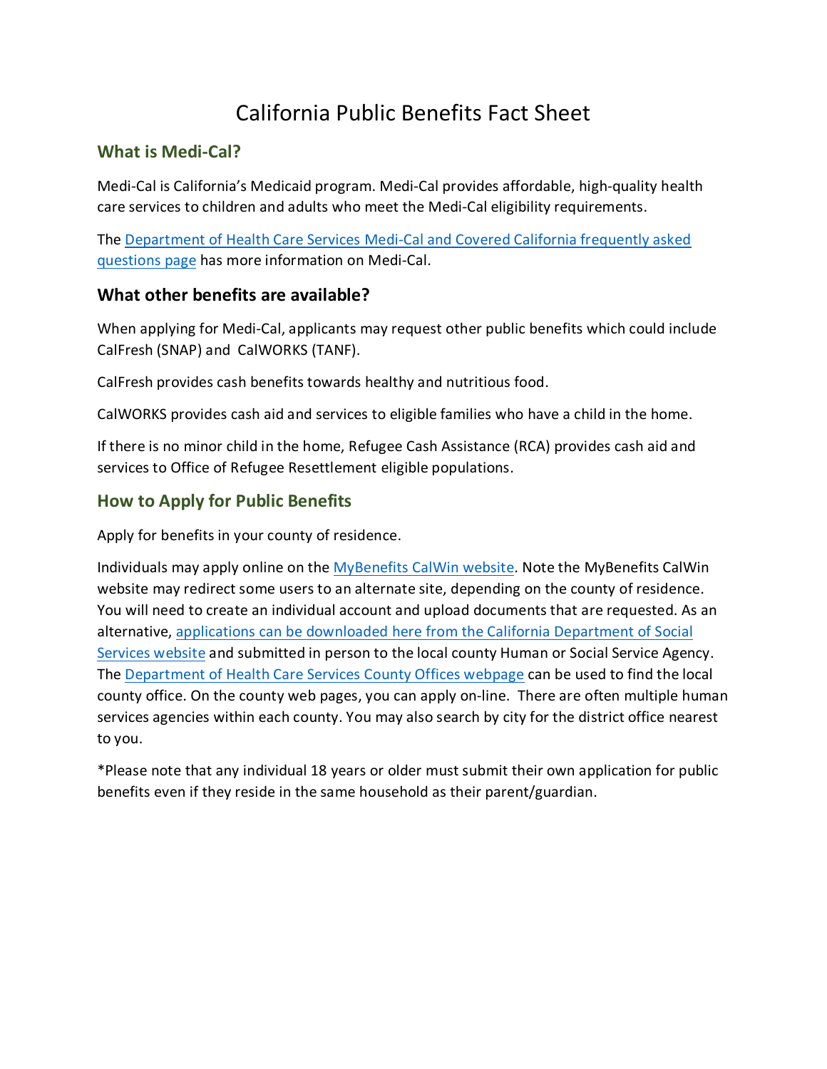# California Public Benefits Fact Sheet

## What is Medi-Cal?

Medi-Cal is California's Medicaid program. Medi-Cal provides affordable, high-quality health care services to children and adults who meet the Medi-Cal eligibility requirements.

The Department of Health Care Services Medi-Cal and Covered California frequently asked questions page has more information on Medi-Cal.

## What other benefits are available?

When applying for Medi-Cal, applicants may request other public benefits which could include CalFresh (SNAP) and CalWORKS (TANF).

CalFresh provides cash benefits towards healthy and nutritious food.

CalWORKS provides cash aid and services to eligible families who have a child in the home.

If there is no minor child in the home, Refugee Cash Assistance (RCA) provides cash aid and services to Office of Refugee Resettlement eligible populations.

## How to Apply for Public Benefits

Apply for benefits in your county of residence.

Individuals may apply online on the MyBenefits CalWin website. Note the MyBenefits CalWin website may redirect some users to an alternate site, depending on the county of residence. You will need to create an individual account and upload documents that are requested. As an alternative, applications can be downloaded here from the California Department of Social Services website and submitted in person to the local county Human or Social Service Agency. The Department of Health Care Services County Offices webpage can be used to find the local county office. On the county web pages, you can apply on-line. There are often multiple human services agencies within each county. You may also search by city for the district office nearest to you.

*Please note that any individual 18 years or older must submit their own application for public benefits even if they reside in the same household as their parent/guardian.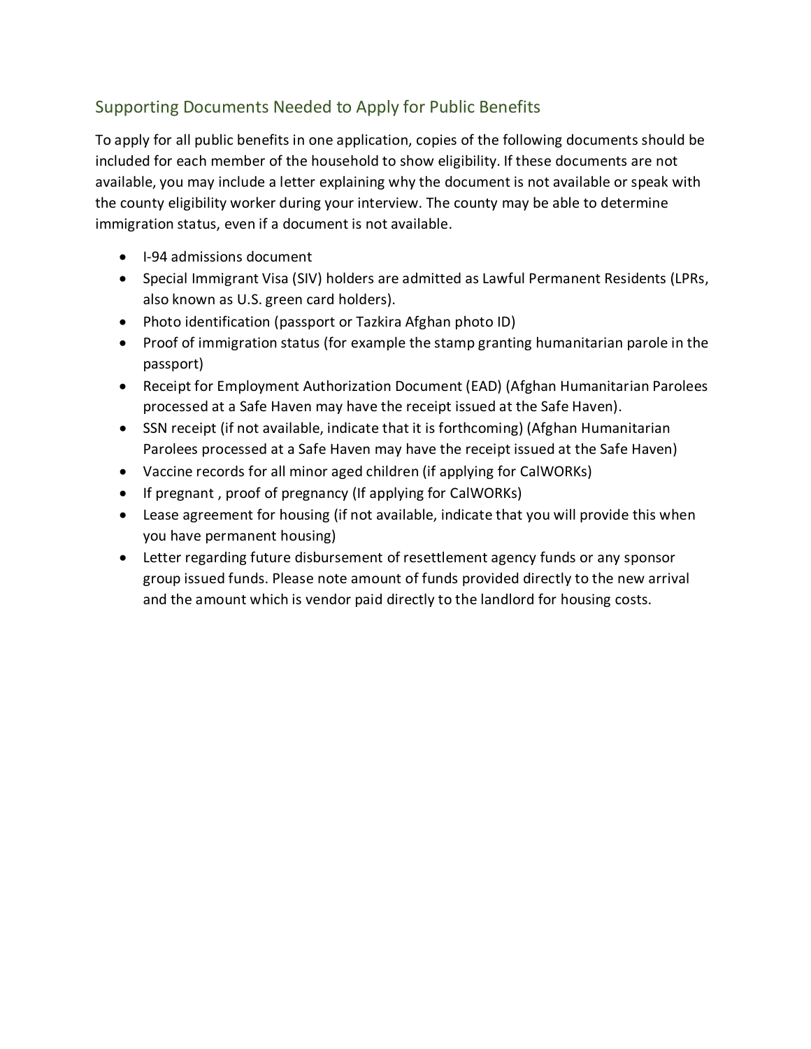## Supporting Documents Needed to Apply for Public Benefits

To apply for all public benefits in one application, copies of the following documents should be included for each member of the household to show eligibility. If these documents are not available, you may include a letter explaining why the document is not available or speak with the county eligibility worker during your interview. The county may be able to determine immigration status, even if a document is not available.

- I-94 admissions document
- Special Immigrant Visa (SIV) holders are admitted as Lawful Permanent Residents (LPRs, also known as U.S. green card holders).
- Photo identification (passport or Tazkira Afghan photo ID)
- Proof of immigration status (for example the stamp granting humanitarian parole in the passport)
- Receipt for Employment Authorization Document (EAD) (Afghan Humanitarian Parolees processed at a Safe Haven may have the receipt issued at the Safe Haven).
- SSN receipt (if not available, indicate that it is forthcoming) (Afghan Humanitarian Parolees processed at a Safe Haven may have the receipt issued at the Safe Haven)
- Vaccine records for all minor aged children (if applying for CalWORKs)
- If pregnant , proof of pregnancy (If applying for CalWORKs)
- Lease agreement for housing (if not available, indicate that you will provide this when you have permanent housing)
- Letter regarding future disbursement of resettlement agency funds or any sponsor group issued funds. Please note amount of funds provided directly to the new arrival and the amount which is vendor paid directly to the landlord for housing costs.